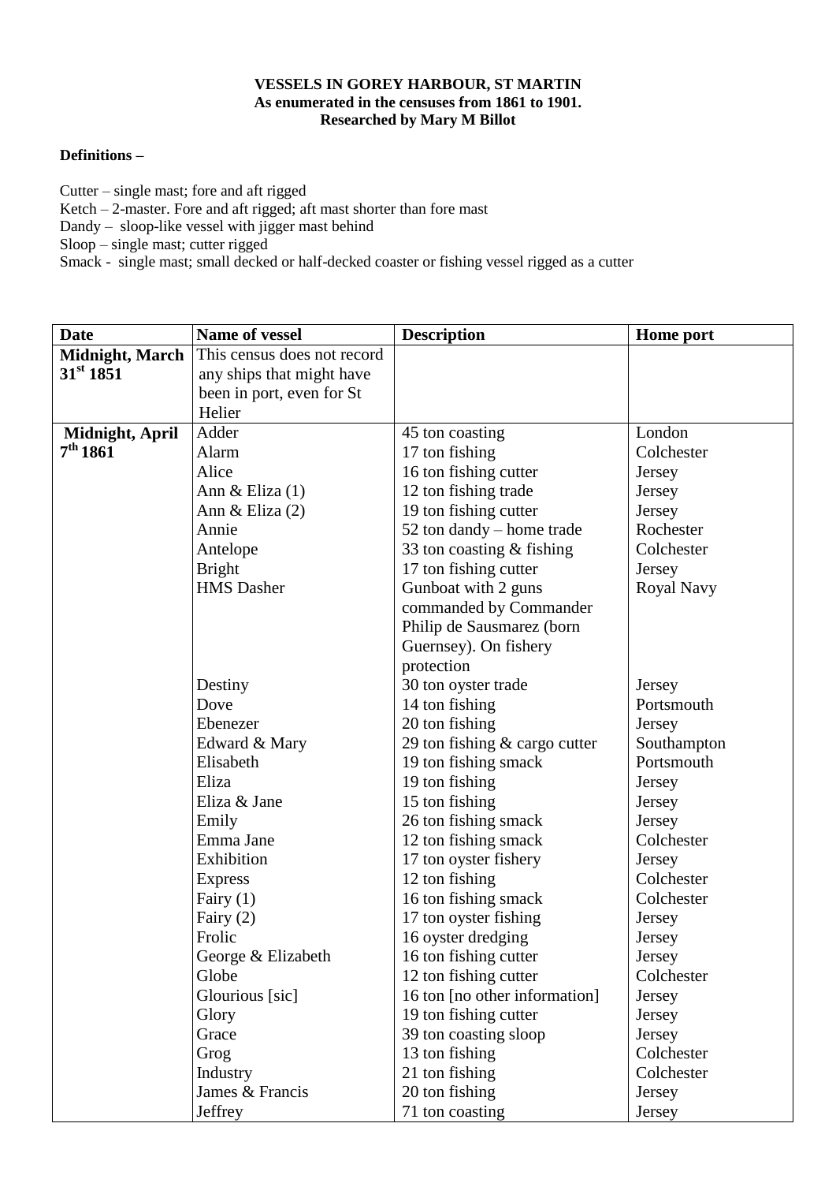**VESSELS IN GOREY HARBOUR, ST MARTIN**
**As enumerated in the censuses from 1861 to 1901.**
**Researched by Mary M Billot**

**Definitions –**

Cutter – single mast; fore and aft rigged
Ketch – 2-master. Fore and aft rigged; aft mast shorter than fore mast
Dandy – sloop-like vessel with jigger mast behind
Sloop – single mast; cutter rigged
Smack - single mast; small decked or half-decked coaster or fishing vessel rigged as a cutter

| Date | Name of vessel | Description | Home port |
|---|---|---|---|
| **Midnight, March 31st 1851** | This census does not record any ships that might have been in port, even for St Helier | | |
| **Midnight, April 7th 1861** | Adder | 45 ton coasting | London |
| | Alarm | 17 ton fishing | Colchester |
| | Alice | 16 ton fishing cutter | Jersey |
| | Ann & Eliza (1) | 12 ton fishing trade | Jersey |
| | Ann & Eliza (2) | 19 ton fishing cutter | Jersey |
| | Annie | 52 ton dandy – home trade | Rochester |
| | Antelope | 33 ton coasting & fishing | Colchester |
| | Bright | 17 ton fishing cutter | Jersey |
| | HMS Dasher | Gunboat with 2 guns commanded by Commander Philip de Sausmarez (born Guernsey). On fishery protection | Royal Navy |
| | Destiny | 30 ton oyster trade | Jersey |
| | Dove | 14 ton fishing | Portsmouth |
| | Ebenezer | 20 ton fishing | Jersey |
| | Edward & Mary | 29 ton fishing & cargo cutter | Southampton |
| | Elisabeth | 19 ton fishing smack | Portsmouth |
| | Eliza | 19 ton fishing | Jersey |
| | Eliza & Jane | 15 ton fishing | Jersey |
| | Emily | 26 ton fishing smack | Jersey |
| | Emma Jane | 12 ton fishing smack | Colchester |
| | Exhibition | 17 ton oyster fishery | Jersey |
| | Express | 12 ton fishing | Colchester |
| | Fairy (1) | 16 ton fishing smack | Colchester |
| | Fairy (2) | 17 ton oyster fishing | Jersey |
| | Frolic | 16 oyster dredging | Jersey |
| | George & Elizabeth | 16 ton fishing cutter | Jersey |
| | Globe | 12 ton fishing cutter | Colchester |
| | Glourious [sic] | 16 ton [no other information] | Jersey |
| | Glory | 19 ton fishing cutter | Jersey |
| | Grace | 39 ton coasting sloop | Jersey |
| | Grog | 13 ton fishing | Colchester |
| | Industry | 21 ton fishing | Colchester |
| | James & Francis | 20 ton fishing | Jersey |
| | Jeffrey | 71 ton coasting | Jersey |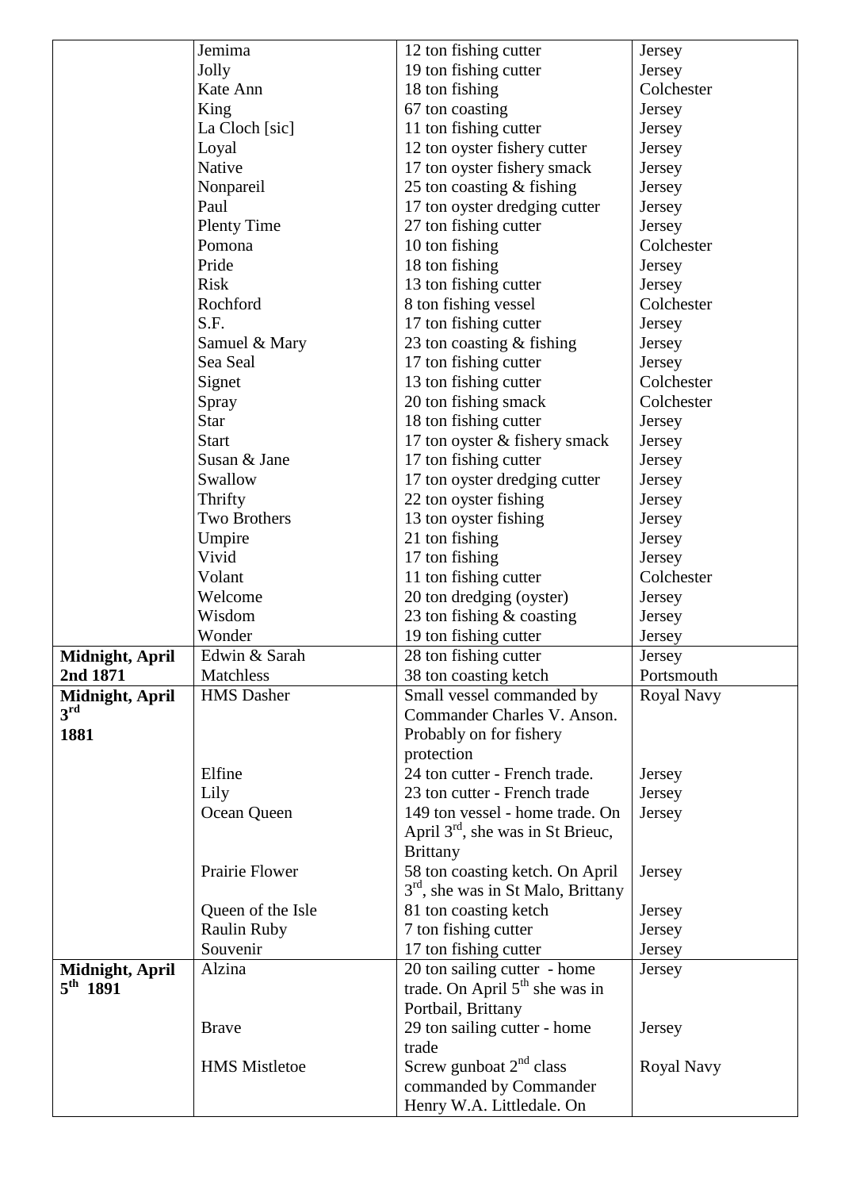| | | | |
|---|---|---|---|
| | Jemima | 12 ton fishing cutter | Jersey |
| | Jolly | 19 ton fishing cutter | Jersey |
| | Kate Ann | 18 ton fishing | Colchester |
| | King | 67 ton coasting | Jersey |
| | La Cloch [sic] | 11 ton fishing cutter | Jersey |
| | Loyal | 12 ton oyster fishery cutter | Jersey |
| | Native | 17 ton oyster fishery smack | Jersey |
| | Nonpareil | 25 ton coasting & fishing | Jersey |
| | Paul | 17 ton oyster dredging cutter | Jersey |
| | Plenty Time | 27 ton fishing cutter | Jersey |
| | Pomona | 10 ton fishing | Colchester |
| | Pride | 18 ton fishing | Jersey |
| | Risk | 13 ton fishing cutter | Jersey |
| | Rochford | 8 ton fishing vessel | Colchester |
| | S.F. | 17 ton fishing cutter | Jersey |
| | Samuel & Mary | 23 ton coasting & fishing | Jersey |
| | Sea Seal | 17 ton fishing cutter | Jersey |
| | Signet | 13 ton fishing cutter | Colchester |
| | Spray | 20 ton fishing smack | Colchester |
| | Star | 18 ton fishing cutter | Jersey |
| | Start | 17 ton oyster & fishery smack | Jersey |
| | Susan & Jane | 17 ton fishing cutter | Jersey |
| | Swallow | 17 ton oyster dredging cutter | Jersey |
| | Thrifty | 22 ton oyster fishing | Jersey |
| | Two Brothers | 13 ton oyster fishing | Jersey |
| | Umpire | 21 ton fishing | Jersey |
| | Vivid | 17 ton fishing | Jersey |
| | Volant | 11 ton fishing cutter | Colchester |
| | Welcome | 20 ton dredging (oyster) | Jersey |
| | Wisdom | 23 ton fishing & coasting | Jersey |
| | Wonder | 19 ton fishing cutter | Jersey |
| **Midnight, April 2nd 1871** | Edwin & Sarah | 28 ton fishing cutter | Jersey |
| | Matchless | 38 ton coasting ketch | Portsmouth |
| **Midnight, April 3rd 1881** | HMS Dasher | Small vessel commanded by Commander Charles V. Anson. Probably on for fishery protection | Royal Navy |
| | Elfine | 24 ton cutter - French trade. | Jersey |
| | Lily | 23 ton cutter - French trade | Jersey |
| | Ocean Queen | 149 ton vessel - home trade. On April 3rd, she was in St Brieuc, Brittany | Jersey |
| | Prairie Flower | 58 ton coasting ketch. On April 3rd, she was in St Malo, Brittany | Jersey |
| | Queen of the Isle | 81 ton coasting ketch | Jersey |
| | Raulin Ruby | 7 ton fishing cutter | Jersey |
| | Souvenir | 17 ton fishing cutter | Jersey |
| **Midnight, April 5th 1891** | Alzina | 20 ton sailing cutter - home trade. On April 5th she was in Portbail, Brittany | Jersey |
| | Brave | 29 ton sailing cutter - home trade | Jersey |
| | HMS Mistletoe | Screw gunboat 2nd class commanded by Commander Henry W.A. Littledale. On | Royal Navy |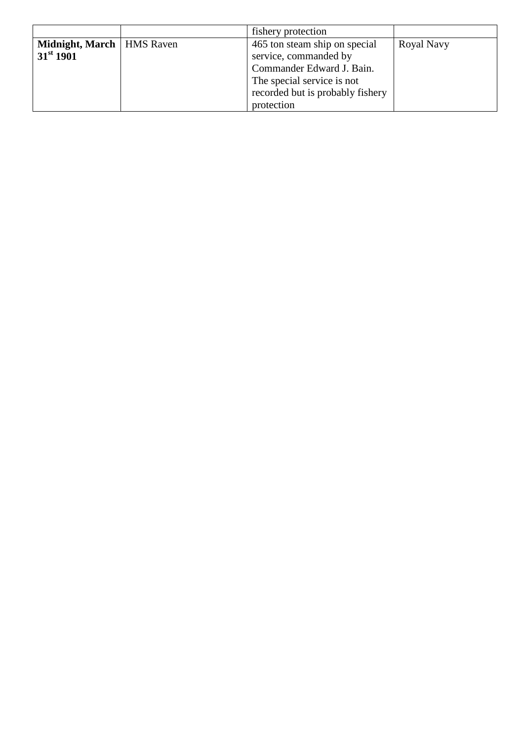| | | | |
|---|---|---|---|
| | | fishery protection | |
| **Midnight, March 31st 1901** | HMS Raven | 465 ton steam ship on special service, commanded by Commander Edward J. Bain. The special service is not recorded but is probably fishery protection | Royal Navy |